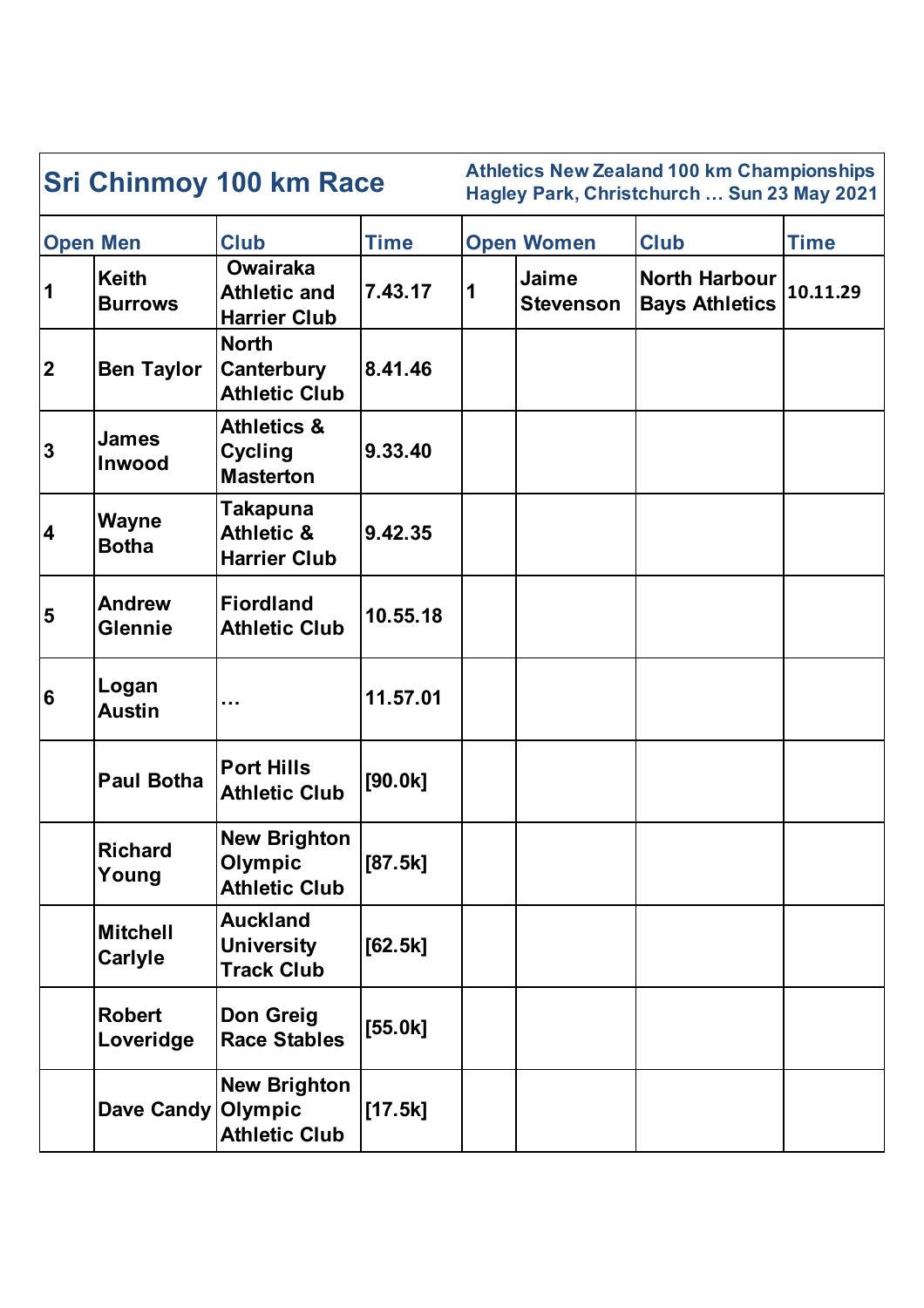# Sri Chinmoy 100 km Race

**Athletics New Zealand 100 km Championships**
**Hagley Park, Christchurch … Sun 23 May 2021**

| Open Men | | Club | Time | Open Women | | Club | Time |
|---|---|---|---|---|---|---|---|
| 1 | Keith Burrows | Owairaka Athletic and Harrier Club | 7.43.17 | 1 | Jaime Stevenson | North Harbour Bays Athletics | 10.11.29 |
| 2 | Ben Taylor | North Canterbury Athletic Club | 8.41.46 | | | | |
| 3 | James Inwood | Athletics & Cycling Masterton | 9.33.40 | | | | |
| 4 | Wayne Botha | Takapuna Athletic & Harrier Club | 9.42.35 | | | | |
| 5 | Andrew Glennie | Fiordland Athletic Club | 10.55.18 | | | | |
| 6 | Logan Austin | … | 11.57.01 | | | | |
| | Paul Botha | Port Hills Athletic Club | [90.0k] | | | | |
| | Richard Young | New Brighton Olympic Athletic Club | [87.5k] | | | | |
| | Mitchell Carlyle | Auckland University Track Club | [62.5k] | | | | |
| | Robert Loveridge | Don Greig Race Stables | [55.0k] | | | | |
| | Dave Candy | New Brighton Olympic Athletic Club | [17.5k] | | | | |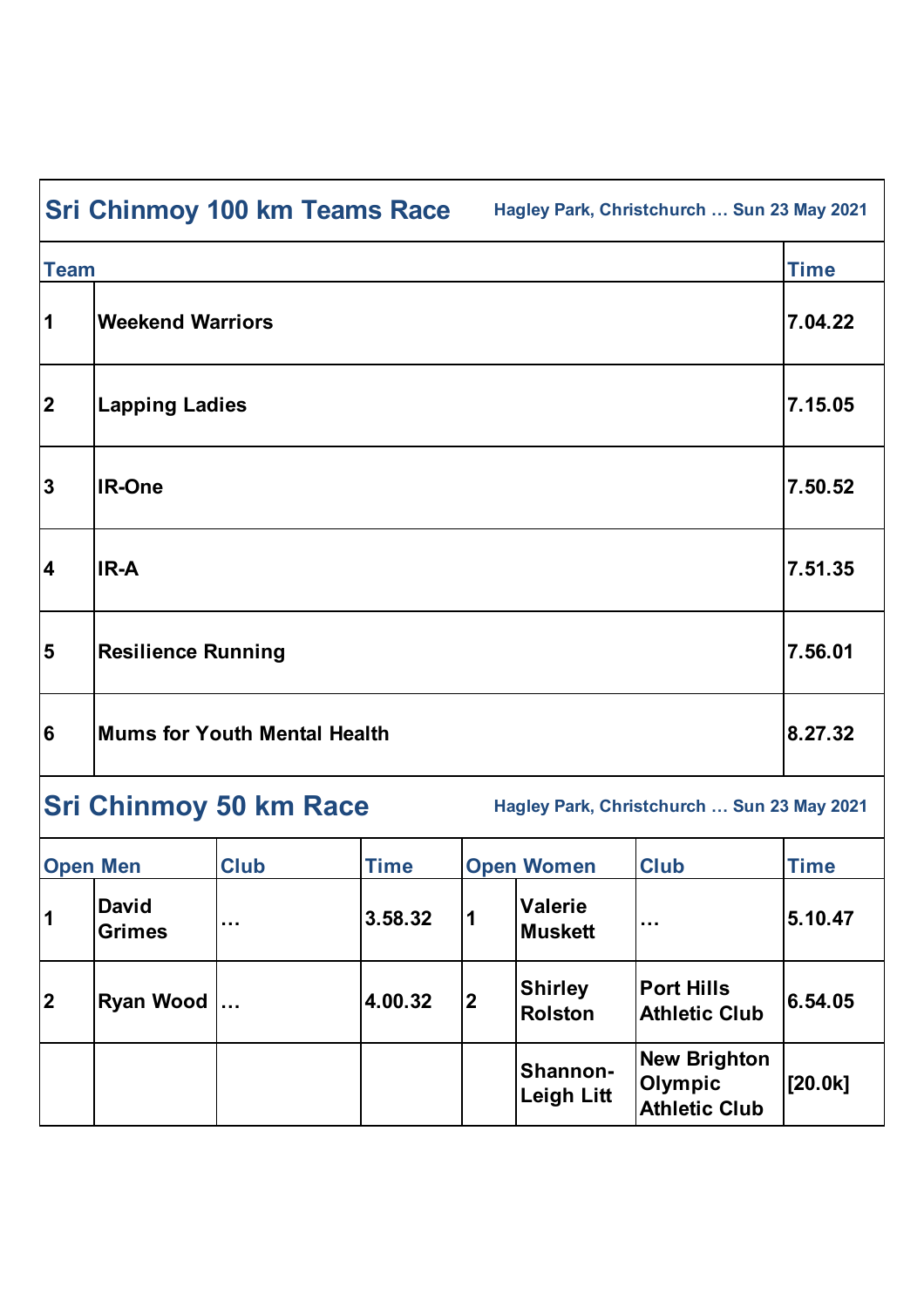## Sri Chinmoy 100 km Teams Race

**Hagley Park, Christchurch … Sun 23 May 2021**

| Team | | Time |
|---|---|---|
| 1 | Weekend Warriors | 7.04.22 |
| 2 | Lapping Ladies | 7.15.05 |
| 3 | IR-One | 7.50.52 |
| 4 | IR-A | 7.51.35 |
| 5 | Resilience Running | 7.56.01 |
| 6 | Mums for Youth Mental Health | 8.27.32 |

## Sri Chinmoy 50 km Race

**Hagley Park, Christchurch … Sun 23 May 2021**

| Open Men | | Club | Time | Open Women | | Club | Time |
|---|---|---|---|---|---|---|---|
| 1 | David Grimes | … | 3.58.32 | 1 | Valerie Muskett | … | 5.10.47 |
| 2 | Ryan Wood | … | 4.00.32 | 2 | Shirley Rolston | Port Hills Athletic Club | 6.54.05 |
| | | | | | Shannon-Leigh Litt | New Brighton Olympic Athletic Club | [20.0k] |